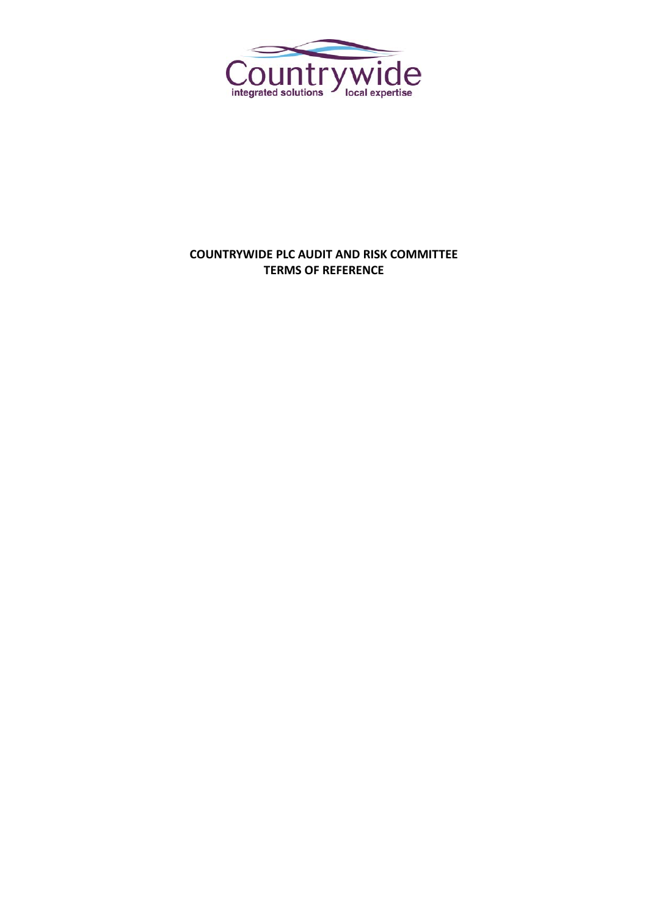**COUNTRYWIDE PLC AUDIT AND RISK COMMITTEE**
**TERMS OF REFERENCE**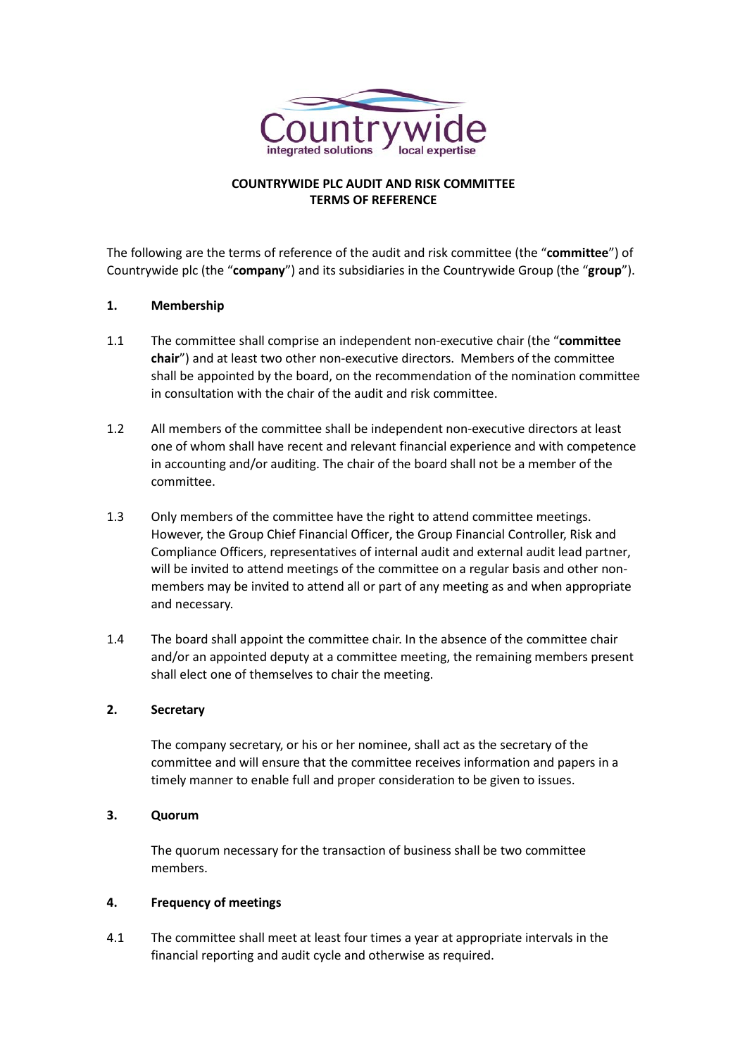**COUNTRYWIDE PLC AUDIT AND RISK COMMITTEE**
**TERMS OF REFERENCE**

The following are the terms of reference of the audit and risk committee (the "**committee**") of Countrywide plc (the "**company**") and its subsidiaries in the Countrywide Group (the "**group**").

**1. Membership**

1.1 The committee shall comprise an independent non-executive chair (the "**committee chair**") and at least two other non-executive directors. Members of the committee shall be appointed by the board, on the recommendation of the nomination committee in consultation with the chair of the audit and risk committee.

1.2 All members of the committee shall be independent non-executive directors at least one of whom shall have recent and relevant financial experience and with competence in accounting and/or auditing. The chair of the board shall not be a member of the committee.

1.3 Only members of the committee have the right to attend committee meetings. However, the Group Chief Financial Officer, the Group Financial Controller, Risk and Compliance Officers, representatives of internal audit and external audit lead partner, will be invited to attend meetings of the committee on a regular basis and other non-members may be invited to attend all or part of any meeting as and when appropriate and necessary.

1.4 The board shall appoint the committee chair. In the absence of the committee chair and/or an appointed deputy at a committee meeting, the remaining members present shall elect one of themselves to chair the meeting.

**2. Secretary**

The company secretary, or his or her nominee, shall act as the secretary of the committee and will ensure that the committee receives information and papers in a timely manner to enable full and proper consideration to be given to issues.

**3. Quorum**

The quorum necessary for the transaction of business shall be two committee members.

**4. Frequency of meetings**

4.1 The committee shall meet at least four times a year at appropriate intervals in the financial reporting and audit cycle and otherwise as required.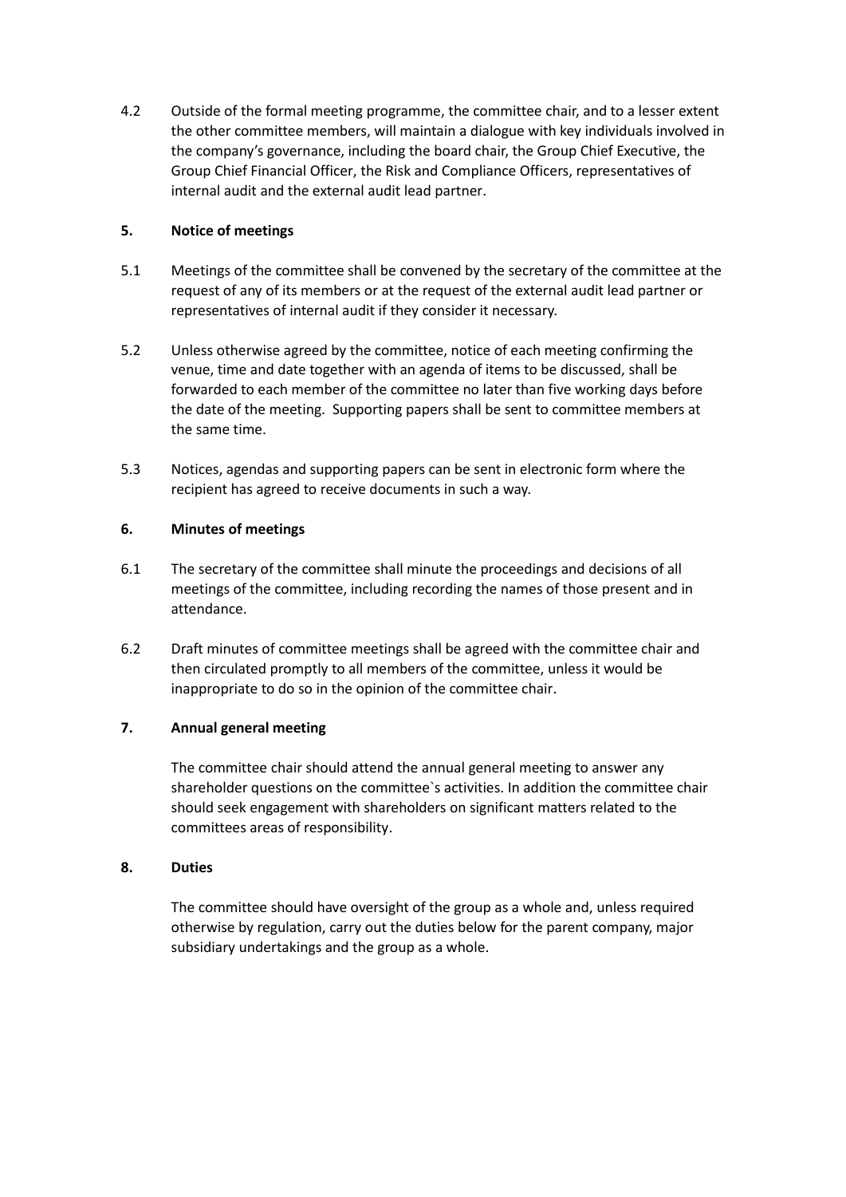4.2 Outside of the formal meeting programme, the committee chair, and to a lesser extent the other committee members, will maintain a dialogue with key individuals involved in the company's governance, including the board chair, the Group Chief Executive, the Group Chief Financial Officer, the Risk and Compliance Officers, representatives of internal audit and the external audit lead partner.

**5. Notice of meetings**

5.1 Meetings of the committee shall be convened by the secretary of the committee at the request of any of its members or at the request of the external audit lead partner or representatives of internal audit if they consider it necessary.

5.2 Unless otherwise agreed by the committee, notice of each meeting confirming the venue, time and date together with an agenda of items to be discussed, shall be forwarded to each member of the committee no later than five working days before the date of the meeting. Supporting papers shall be sent to committee members at the same time.

5.3 Notices, agendas and supporting papers can be sent in electronic form where the recipient has agreed to receive documents in such a way.

**6. Minutes of meetings**

6.1 The secretary of the committee shall minute the proceedings and decisions of all meetings of the committee, including recording the names of those present and in attendance.

6.2 Draft minutes of committee meetings shall be agreed with the committee chair and then circulated promptly to all members of the committee, unless it would be inappropriate to do so in the opinion of the committee chair.

**7. Annual general meeting**

The committee chair should attend the annual general meeting to answer any shareholder questions on the committee`s activities. In addition the committee chair should seek engagement with shareholders on significant matters related to the committees areas of responsibility.

**8. Duties**

The committee should have oversight of the group as a whole and, unless required otherwise by regulation, carry out the duties below for the parent company, major subsidiary undertakings and the group as a whole.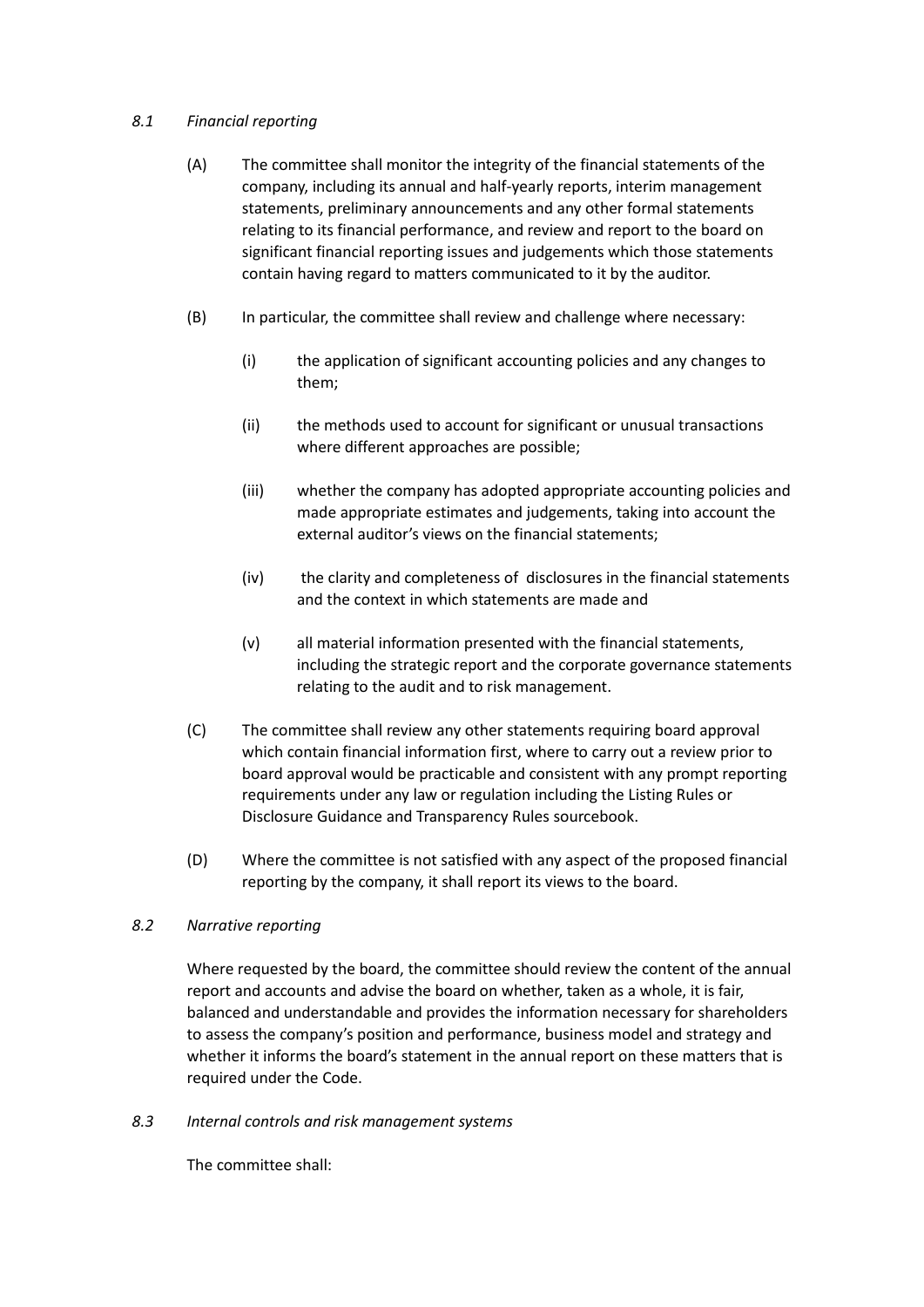*8.1 Financial reporting*

(A) The committee shall monitor the integrity of the financial statements of the company, including its annual and half-yearly reports, interim management statements, preliminary announcements and any other formal statements relating to its financial performance, and review and report to the board on significant financial reporting issues and judgements which those statements contain having regard to matters communicated to it by the auditor.

(B) In particular, the committee shall review and challenge where necessary:

(i) the application of significant accounting policies and any changes to them;

(ii) the methods used to account for significant or unusual transactions where different approaches are possible;

(iii) whether the company has adopted appropriate accounting policies and made appropriate estimates and judgements, taking into account the external auditor's views on the financial statements;

(iv) the clarity and completeness of disclosures in the financial statements and the context in which statements are made and

(v) all material information presented with the financial statements, including the strategic report and the corporate governance statements relating to the audit and to risk management.

(C) The committee shall review any other statements requiring board approval which contain financial information first, where to carry out a review prior to board approval would be practicable and consistent with any prompt reporting requirements under any law or regulation including the Listing Rules or Disclosure Guidance and Transparency Rules sourcebook.

(D) Where the committee is not satisfied with any aspect of the proposed financial reporting by the company, it shall report its views to the board.

*8.2 Narrative reporting*

Where requested by the board, the committee should review the content of the annual report and accounts and advise the board on whether, taken as a whole, it is fair, balanced and understandable and provides the information necessary for shareholders to assess the company's position and performance, business model and strategy and whether it informs the board's statement in the annual report on these matters that is required under the Code.

*8.3 Internal controls and risk management systems*

The committee shall: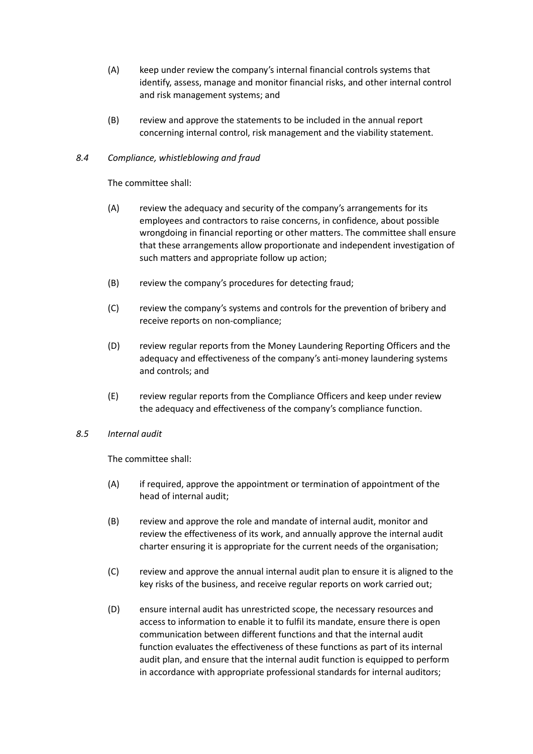(A) keep under review the company's internal financial controls systems that identify, assess, manage and monitor financial risks, and other internal control and risk management systems; and

(B) review and approve the statements to be included in the annual report concerning internal control, risk management and the viability statement.

*8.4 Compliance, whistleblowing and fraud*

The committee shall:

(A) review the adequacy and security of the company's arrangements for its employees and contractors to raise concerns, in confidence, about possible wrongdoing in financial reporting or other matters. The committee shall ensure that these arrangements allow proportionate and independent investigation of such matters and appropriate follow up action;

(B) review the company's procedures for detecting fraud;

(C) review the company's systems and controls for the prevention of bribery and receive reports on non-compliance;

(D) review regular reports from the Money Laundering Reporting Officers and the adequacy and effectiveness of the company's anti-money laundering systems and controls; and

(E) review regular reports from the Compliance Officers and keep under review the adequacy and effectiveness of the company's compliance function.

*8.5 Internal audit*

The committee shall:

(A) if required, approve the appointment or termination of appointment of the head of internal audit;

(B) review and approve the role and mandate of internal audit, monitor and review the effectiveness of its work, and annually approve the internal audit charter ensuring it is appropriate for the current needs of the organisation;

(C) review and approve the annual internal audit plan to ensure it is aligned to the key risks of the business, and receive regular reports on work carried out;

(D) ensure internal audit has unrestricted scope, the necessary resources and access to information to enable it to fulfil its mandate, ensure there is open communication between different functions and that the internal audit function evaluates the effectiveness of these functions as part of its internal audit plan, and ensure that the internal audit function is equipped to perform in accordance with appropriate professional standards for internal auditors;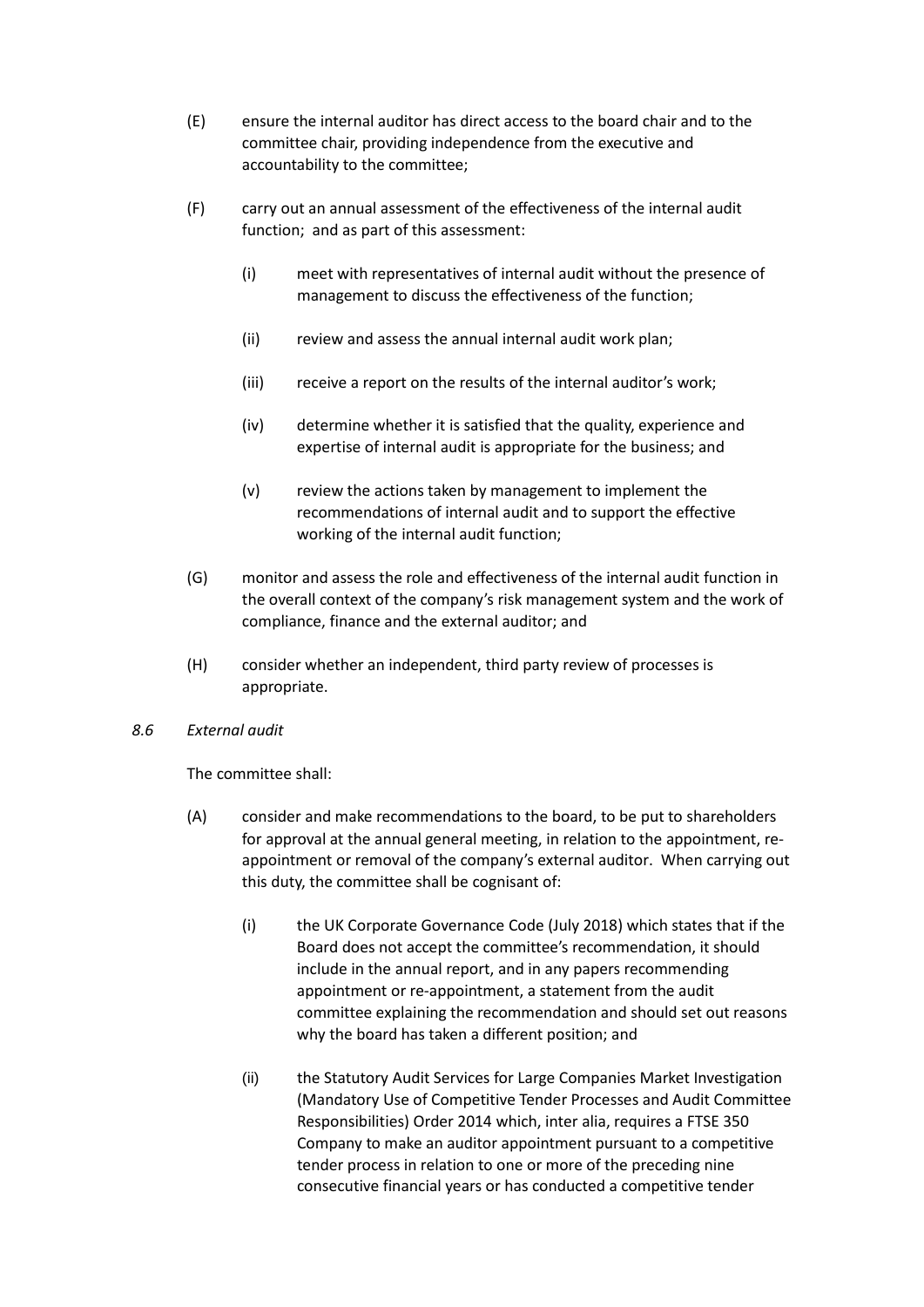(E) ensure the internal auditor has direct access to the board chair and to the committee chair, providing independence from the executive and accountability to the committee;

(F) carry out an annual assessment of the effectiveness of the internal audit function; and as part of this assessment:

   (i) meet with representatives of internal audit without the presence of management to discuss the effectiveness of the function;

   (ii) review and assess the annual internal audit work plan;

   (iii) receive a report on the results of the internal auditor's work;

   (iv) determine whether it is satisfied that the quality, experience and expertise of internal audit is appropriate for the business; and

   (v) review the actions taken by management to implement the recommendations of internal audit and to support the effective working of the internal audit function;

(G) monitor and assess the role and effectiveness of the internal audit function in the overall context of the company's risk management system and the work of compliance, finance and the external auditor; and

(H) consider whether an independent, third party review of processes is appropriate.

*8.6 External audit*

The committee shall:

(A) consider and make recommendations to the board, to be put to shareholders for approval at the annual general meeting, in relation to the appointment, re-appointment or removal of the company's external auditor. When carrying out this duty, the committee shall be cognisant of:

   (i) the UK Corporate Governance Code (July 2018) which states that if the Board does not accept the committee's recommendation, it should include in the annual report, and in any papers recommending appointment or re-appointment, a statement from the audit committee explaining the recommendation and should set out reasons why the board has taken a different position; and

   (ii) the Statutory Audit Services for Large Companies Market Investigation (Mandatory Use of Competitive Tender Processes and Audit Committee Responsibilities) Order 2014 which, inter alia, requires a FTSE 350 Company to make an auditor appointment pursuant to a competitive tender process in relation to one or more of the preceding nine consecutive financial years or has conducted a competitive tender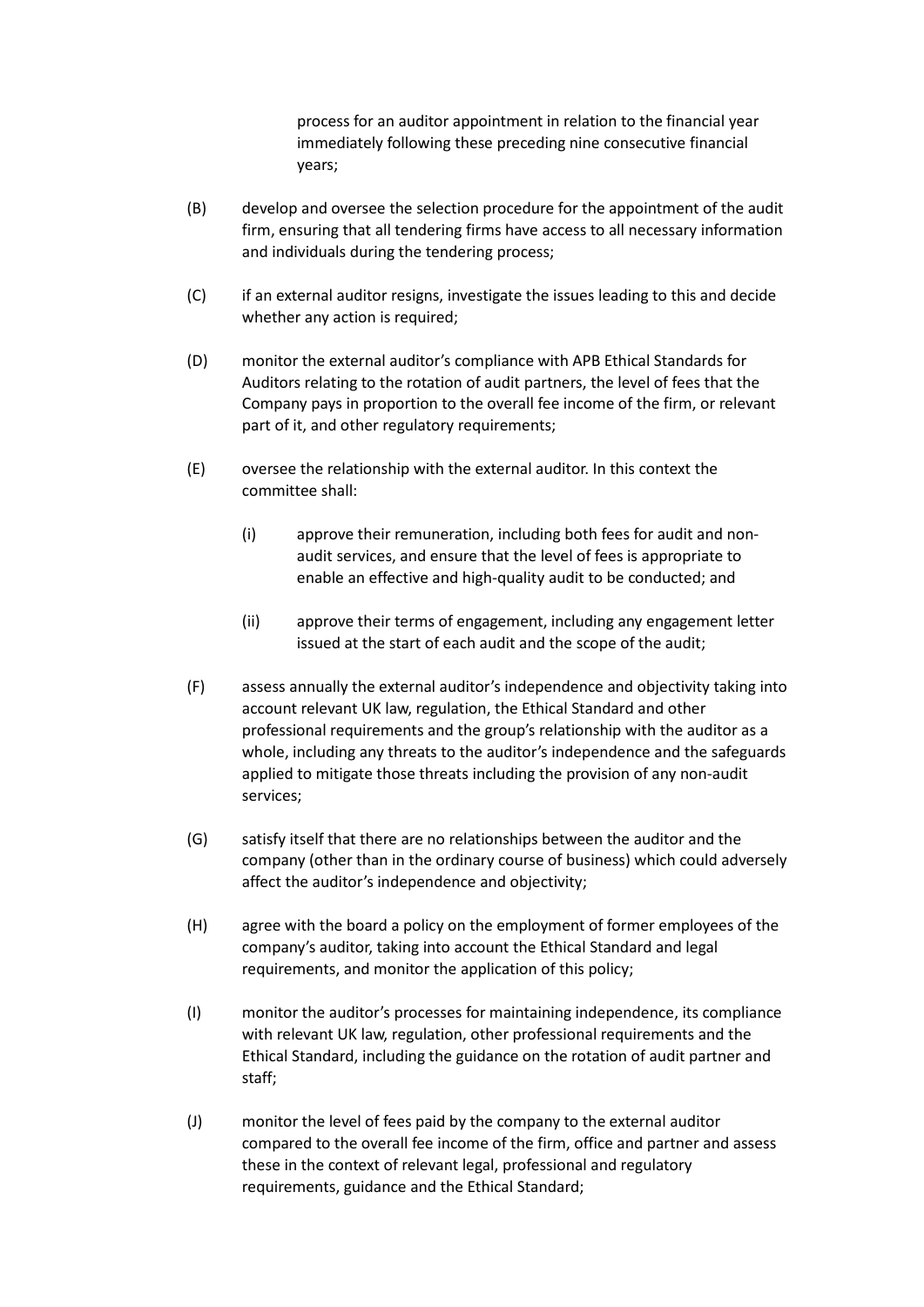process for an auditor appointment in relation to the financial year immediately following these preceding nine consecutive financial years;

(B) develop and oversee the selection procedure for the appointment of the audit firm, ensuring that all tendering firms have access to all necessary information and individuals during the tendering process;

(C) if an external auditor resigns, investigate the issues leading to this and decide whether any action is required;

(D) monitor the external auditor's compliance with APB Ethical Standards for Auditors relating to the rotation of audit partners, the level of fees that the Company pays in proportion to the overall fee income of the firm, or relevant part of it, and other regulatory requirements;

(E) oversee the relationship with the external auditor. In this context the committee shall:

   (i) approve their remuneration, including both fees for audit and non-audit services, and ensure that the level of fees is appropriate to enable an effective and high-quality audit to be conducted; and

   (ii) approve their terms of engagement, including any engagement letter issued at the start of each audit and the scope of the audit;

(F) assess annually the external auditor's independence and objectivity taking into account relevant UK law, regulation, the Ethical Standard and other professional requirements and the group's relationship with the auditor as a whole, including any threats to the auditor's independence and the safeguards applied to mitigate those threats including the provision of any non-audit services;

(G) satisfy itself that there are no relationships between the auditor and the company (other than in the ordinary course of business) which could adversely affect the auditor's independence and objectivity;

(H) agree with the board a policy on the employment of former employees of the company's auditor, taking into account the Ethical Standard and legal requirements, and monitor the application of this policy;

(I) monitor the auditor's processes for maintaining independence, its compliance with relevant UK law, regulation, other professional requirements and the Ethical Standard, including the guidance on the rotation of audit partner and staff;

(J) monitor the level of fees paid by the company to the external auditor compared to the overall fee income of the firm, office and partner and assess these in the context of relevant legal, professional and regulatory requirements, guidance and the Ethical Standard;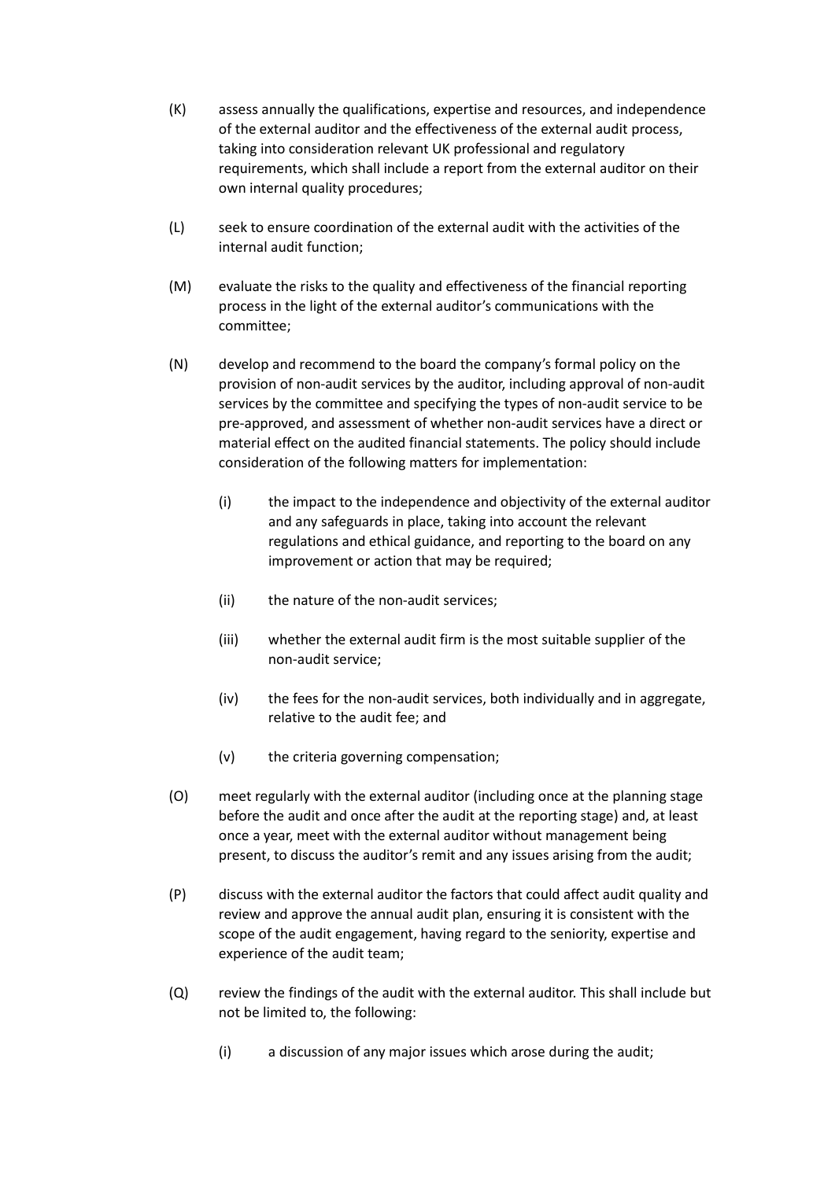(K) assess annually the qualifications, expertise and resources, and independence of the external auditor and the effectiveness of the external audit process, taking into consideration relevant UK professional and regulatory requirements, which shall include a report from the external auditor on their own internal quality procedures;

(L) seek to ensure coordination of the external audit with the activities of the internal audit function;

(M) evaluate the risks to the quality and effectiveness of the financial reporting process in the light of the external auditor's communications with the committee;

(N) develop and recommend to the board the company's formal policy on the provision of non-audit services by the auditor, including approval of non-audit services by the committee and specifying the types of non-audit service to be pre-approved, and assessment of whether non-audit services have a direct or material effect on the audited financial statements. The policy should include consideration of the following matters for implementation:

    (i) the impact to the independence and objectivity of the external auditor and any safeguards in place, taking into account the relevant regulations and ethical guidance, and reporting to the board on any improvement or action that may be required;

    (ii) the nature of the non-audit services;

    (iii) whether the external audit firm is the most suitable supplier of the non-audit service;

    (iv) the fees for the non-audit services, both individually and in aggregate, relative to the audit fee; and

    (v) the criteria governing compensation;

(O) meet regularly with the external auditor (including once at the planning stage before the audit and once after the audit at the reporting stage) and, at least once a year, meet with the external auditor without management being present, to discuss the auditor's remit and any issues arising from the audit;

(P) discuss with the external auditor the factors that could affect audit quality and review and approve the annual audit plan, ensuring it is consistent with the scope of the audit engagement, having regard to the seniority, expertise and experience of the audit team;

(Q) review the findings of the audit with the external auditor. This shall include but not be limited to, the following:

    (i) a discussion of any major issues which arose during the audit;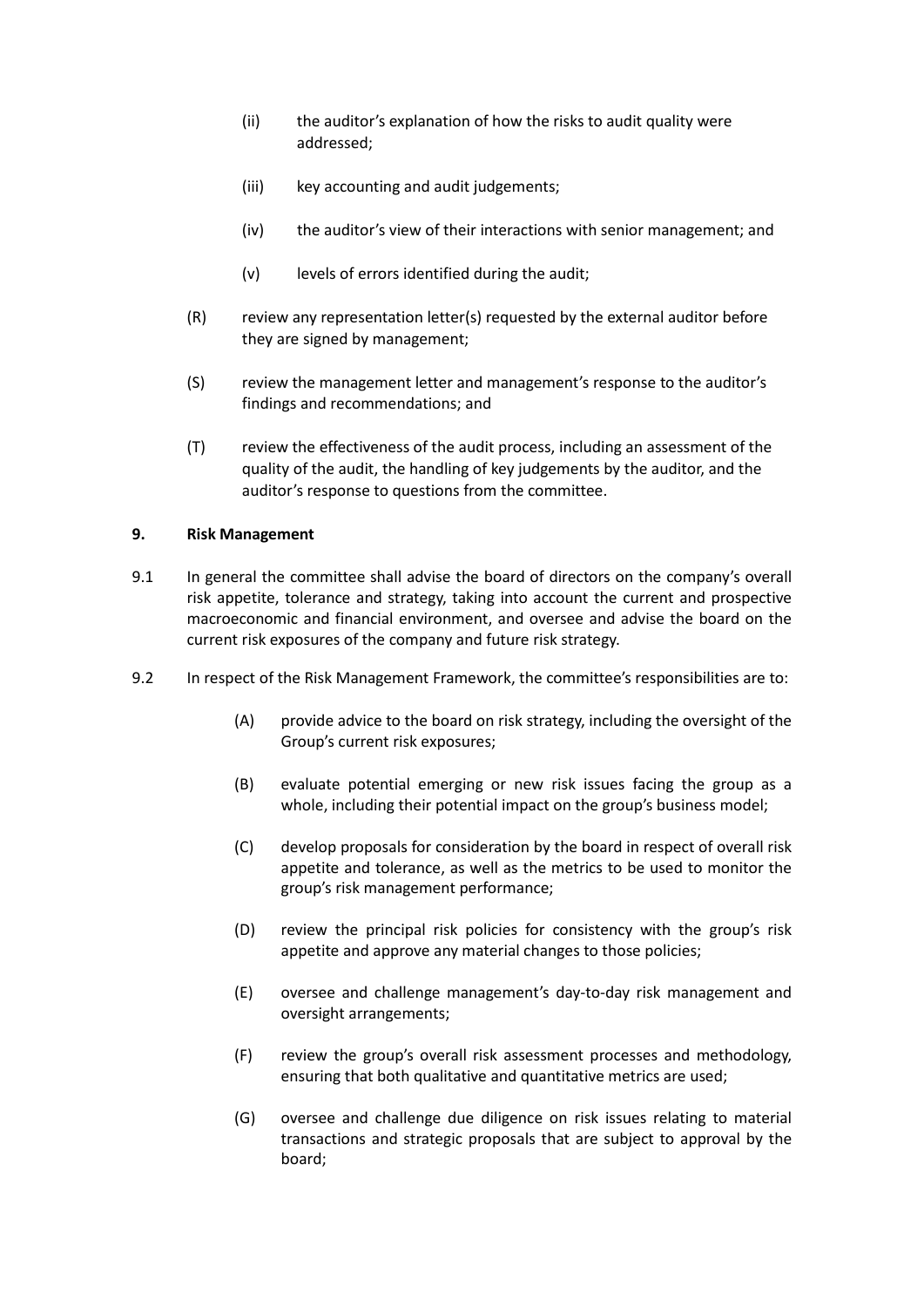(ii) the auditor's explanation of how the risks to audit quality were addressed;

(iii) key accounting and audit judgements;

(iv) the auditor's view of their interactions with senior management; and

(v) levels of errors identified during the audit;

(R) review any representation letter(s) requested by the external auditor before they are signed by management;

(S) review the management letter and management's response to the auditor's findings and recommendations; and

(T) review the effectiveness of the audit process, including an assessment of the quality of the audit, the handling of key judgements by the auditor, and the auditor's response to questions from the committee.

**9. Risk Management**

9.1 In general the committee shall advise the board of directors on the company's overall risk appetite, tolerance and strategy, taking into account the current and prospective macroeconomic and financial environment, and oversee and advise the board on the current risk exposures of the company and future risk strategy.

9.2 In respect of the Risk Management Framework, the committee's responsibilities are to:

(A) provide advice to the board on risk strategy, including the oversight of the Group's current risk exposures;

(B) evaluate potential emerging or new risk issues facing the group as a whole, including their potential impact on the group's business model;

(C) develop proposals for consideration by the board in respect of overall risk appetite and tolerance, as well as the metrics to be used to monitor the group's risk management performance;

(D) review the principal risk policies for consistency with the group's risk appetite and approve any material changes to those policies;

(E) oversee and challenge management's day-to-day risk management and oversight arrangements;

(F) review the group's overall risk assessment processes and methodology, ensuring that both qualitative and quantitative metrics are used;

(G) oversee and challenge due diligence on risk issues relating to material transactions and strategic proposals that are subject to approval by the board;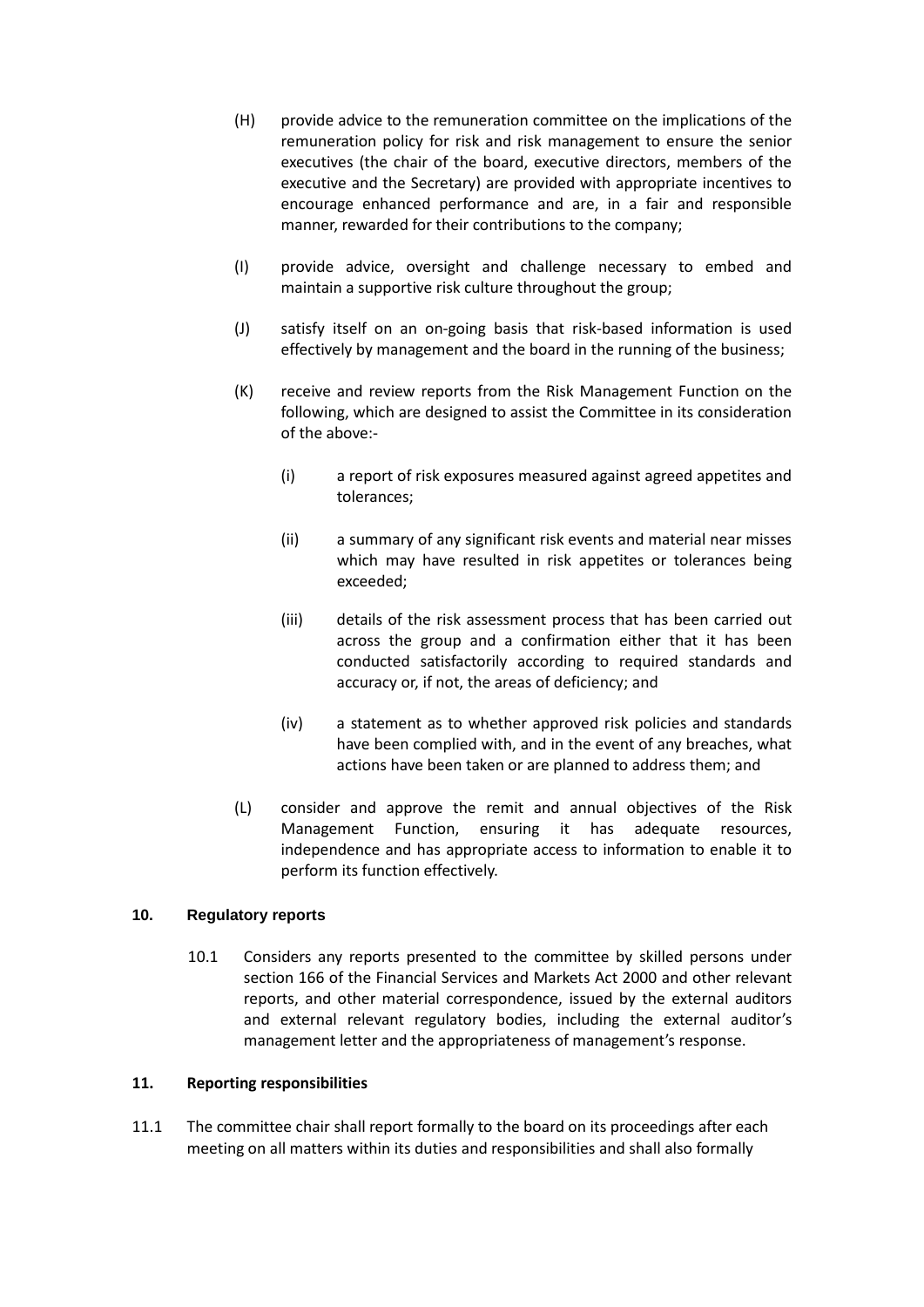(H) provide advice to the remuneration committee on the implications of the remuneration policy for risk and risk management to ensure the senior executives (the chair of the board, executive directors, members of the executive and the Secretary) are provided with appropriate incentives to encourage enhanced performance and are, in a fair and responsible manner, rewarded for their contributions to the company;

(I) provide advice, oversight and challenge necessary to embed and maintain a supportive risk culture throughout the group;

(J) satisfy itself on an on-going basis that risk-based information is used effectively by management and the board in the running of the business;

(K) receive and review reports from the Risk Management Function on the following, which are designed to assist the Committee in its consideration of the above:-

  (i) a report of risk exposures measured against agreed appetites and tolerances;

  (ii) a summary of any significant risk events and material near misses which may have resulted in risk appetites or tolerances being exceeded;

  (iii) details of the risk assessment process that has been carried out across the group and a confirmation either that it has been conducted satisfactorily according to required standards and accuracy or, if not, the areas of deficiency; and

  (iv) a statement as to whether approved risk policies and standards have been complied with, and in the event of any breaches, what actions have been taken or are planned to address them; and

(L) consider and approve the remit and annual objectives of the Risk Management Function, ensuring it has adequate resources, independence and has appropriate access to information to enable it to perform its function effectively.

## 10. Regulatory reports

10.1 Considers any reports presented to the committee by skilled persons under section 166 of the Financial Services and Markets Act 2000 and other relevant reports, and other material correspondence, issued by the external auditors and external relevant regulatory bodies, including the external auditor's management letter and the appropriateness of management's response.

## 11. Reporting responsibilities

11.1 The committee chair shall report formally to the board on its proceedings after each meeting on all matters within its duties and responsibilities and shall also formally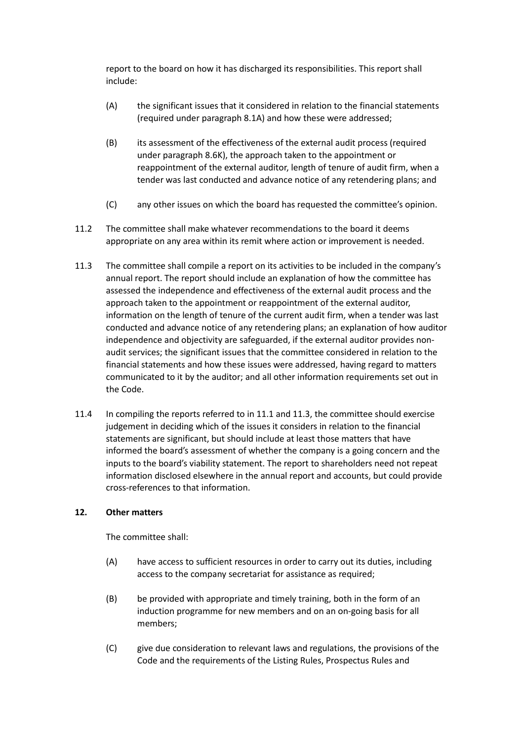report to the board on how it has discharged its responsibilities. This report shall include:

(A) the significant issues that it considered in relation to the financial statements (required under paragraph 8.1A) and how these were addressed;

(B) its assessment of the effectiveness of the external audit process (required under paragraph 8.6K), the approach taken to the appointment or reappointment of the external auditor, length of tenure of audit firm, when a tender was last conducted and advance notice of any retendering plans; and

(C) any other issues on which the board has requested the committee's opinion.

11.2 The committee shall make whatever recommendations to the board it deems appropriate on any area within its remit where action or improvement is needed.

11.3 The committee shall compile a report on its activities to be included in the company's annual report. The report should include an explanation of how the committee has assessed the independence and effectiveness of the external audit process and the approach taken to the appointment or reappointment of the external auditor, information on the length of tenure of the current audit firm, when a tender was last conducted and advance notice of any retendering plans; an explanation of how auditor independence and objectivity are safeguarded, if the external auditor provides non-audit services; the significant issues that the committee considered in relation to the financial statements and how these issues were addressed, having regard to matters communicated to it by the auditor; and all other information requirements set out in the Code.

11.4 In compiling the reports referred to in 11.1 and 11.3, the committee should exercise judgement in deciding which of the issues it considers in relation to the financial statements are significant, but should include at least those matters that have informed the board's assessment of whether the company is a going concern and the inputs to the board's viability statement. The report to shareholders need not repeat information disclosed elsewhere in the annual report and accounts, but could provide cross-references to that information.

**12. Other matters**

The committee shall:

(A) have access to sufficient resources in order to carry out its duties, including access to the company secretariat for assistance as required;

(B) be provided with appropriate and timely training, both in the form of an induction programme for new members and on an on-going basis for all members;

(C) give due consideration to relevant laws and regulations, the provisions of the Code and the requirements of the Listing Rules, Prospectus Rules and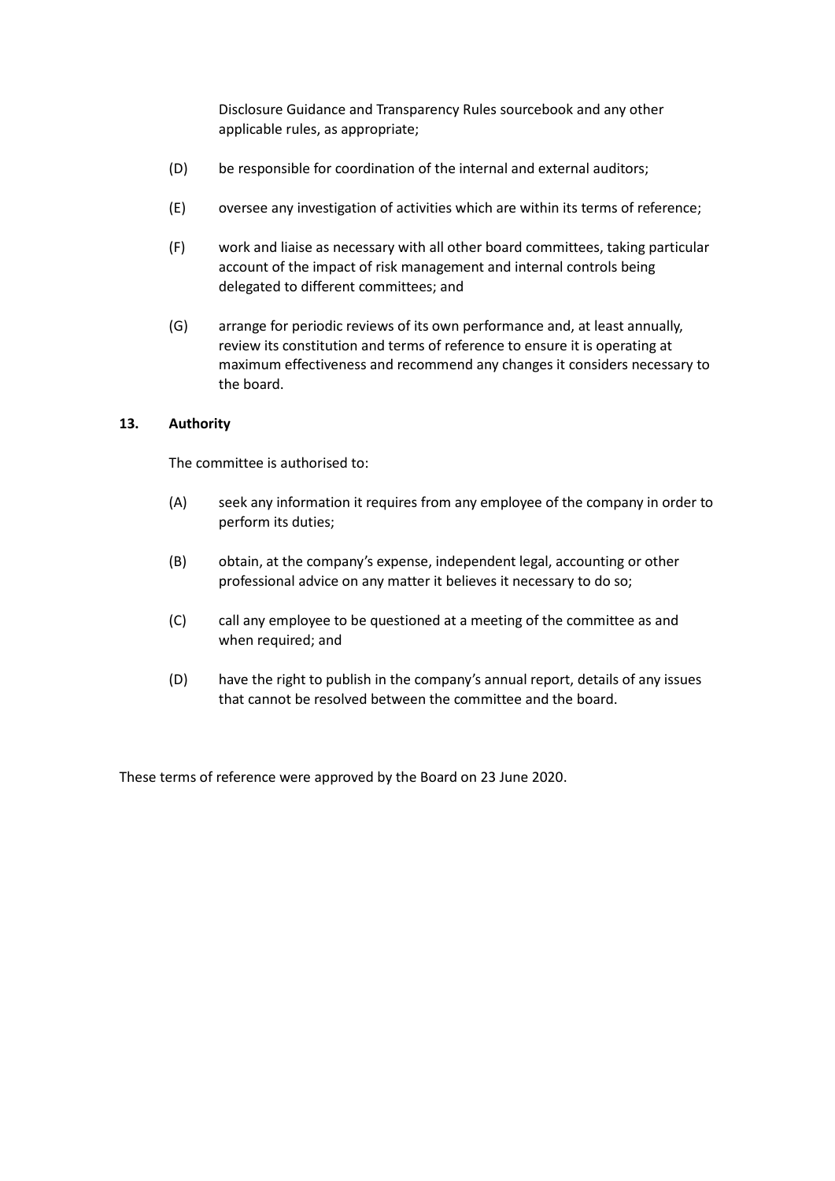Disclosure Guidance and Transparency Rules sourcebook and any other applicable rules, as appropriate;

(D) be responsible for coordination of the internal and external auditors;

(E) oversee any investigation of activities which are within its terms of reference;

(F) work and liaise as necessary with all other board committees, taking particular account of the impact of risk management and internal controls being delegated to different committees; and

(G) arrange for periodic reviews of its own performance and, at least annually, review its constitution and terms of reference to ensure it is operating at maximum effectiveness and recommend any changes it considers necessary to the board.

**13. Authority**

The committee is authorised to:

(A) seek any information it requires from any employee of the company in order to perform its duties;

(B) obtain, at the company's expense, independent legal, accounting or other professional advice on any matter it believes it necessary to do so;

(C) call any employee to be questioned at a meeting of the committee as and when required; and

(D) have the right to publish in the company's annual report, details of any issues that cannot be resolved between the committee and the board.

These terms of reference were approved by the Board on 23 June 2020.